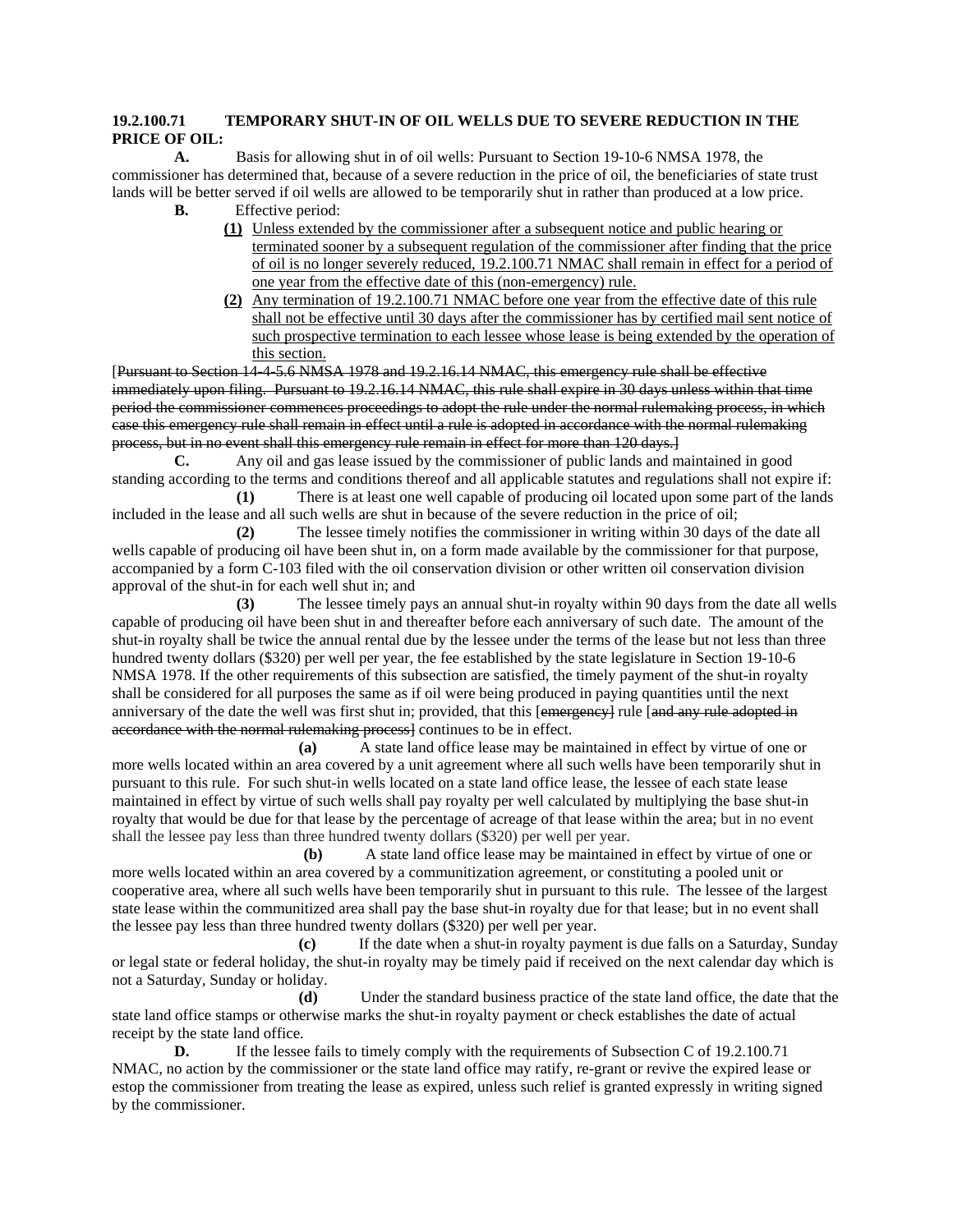**19.2.100.71 TEMPORARY SHUT-IN OF OIL WELLS DUE TO SEVERE REDUCTION IN THE PRICE OF OIL:**

**A.** Basis for allowing shut in of oil wells: Pursuant to Section 19-10-6 NMSA 1978, the commissioner has determined that, because of a severe reduction in the price of oil, the beneficiaries of state trust lands will be better served if oil wells are allowed to be temporarily shut in rather than produced at a low price.

**B.** Effective period:

- **(1)** Unless extended by the commissioner after a subsequent notice and public hearing or terminated sooner by a subsequent regulation of the commissioner after finding that the price of oil is no longer severely reduced, 19.2.100.71 NMAC shall remain in effect for a period of one year from the effective date of this (non-emergency) rule.
- **(2)** Any termination of 19.2.100.71 NMAC before one year from the effective date of this rule shall not be effective until 30 days after the commissioner has by certified mail sent notice of such prospective termination to each lessee whose lease is being extended by the operation of this section.

[~~Pursuant to Section 14-4-5.6 NMSA 1978 and 19.2.16.14 NMAC, this emergency rule shall be effective immediately upon filing. Pursuant to 19.2.16.14 NMAC, this rule shall expire in 30 days unless within that time period the commissioner commences proceedings to adopt the rule under the normal rulemaking process, in which case this emergency rule shall remain in effect until a rule is adopted in accordance with the normal rulemaking process, but in no event shall this emergency rule remain in effect for more than 120 days.~~]

**C.** Any oil and gas lease issued by the commissioner of public lands and maintained in good standing according to the terms and conditions thereof and all applicable statutes and regulations shall not expire if:

**(1)** There is at least one well capable of producing oil located upon some part of the lands included in the lease and all such wells are shut in because of the severe reduction in the price of oil;

**(2)** The lessee timely notifies the commissioner in writing within 30 days of the date all wells capable of producing oil have been shut in, on a form made available by the commissioner for that purpose, accompanied by a form C-103 filed with the oil conservation division or other written oil conservation division approval of the shut-in for each well shut in; and

**(3)** The lessee timely pays an annual shut-in royalty within 90 days from the date all wells capable of producing oil have been shut in and thereafter before each anniversary of such date. The amount of the shut-in royalty shall be twice the annual rental due by the lessee under the terms of the lease but not less than three hundred twenty dollars ($320) per well per year, the fee established by the state legislature in Section 19-10-6 NMSA 1978. If the other requirements of this subsection are satisfied, the timely payment of the shut-in royalty shall be considered for all purposes the same as if oil were being produced in paying quantities until the next anniversary of the date the well was first shut in; provided, that this [~~emergency~~] rule [~~and any rule adopted in accordance with the normal rulemaking process~~] continues to be in effect.

**(a)** A state land office lease may be maintained in effect by virtue of one or more wells located within an area covered by a unit agreement where all such wells have been temporarily shut in pursuant to this rule. For such shut-in wells located on a state land office lease, the lessee of each state lease maintained in effect by virtue of such wells shall pay royalty per well calculated by multiplying the base shut-in royalty that would be due for that lease by the percentage of acreage of that lease within the area; but in no event shall the lessee pay less than three hundred twenty dollars ($320) per well per year.

**(b)** A state land office lease may be maintained in effect by virtue of one or more wells located within an area covered by a communitization agreement, or constituting a pooled unit or cooperative area, where all such wells have been temporarily shut in pursuant to this rule. The lessee of the largest state lease within the communitized area shall pay the base shut-in royalty due for that lease; but in no event shall the lessee pay less than three hundred twenty dollars ($320) per well per year.

**(c)** If the date when a shut-in royalty payment is due falls on a Saturday, Sunday or legal state or federal holiday, the shut-in royalty may be timely paid if received on the next calendar day which is not a Saturday, Sunday or holiday.

**(d)** Under the standard business practice of the state land office, the date that the state land office stamps or otherwise marks the shut-in royalty payment or check establishes the date of actual receipt by the state land office.

**D.** If the lessee fails to timely comply with the requirements of Subsection C of 19.2.100.71 NMAC, no action by the commissioner or the state land office may ratify, re-grant or revive the expired lease or estop the commissioner from treating the lease as expired, unless such relief is granted expressly in writing signed by the commissioner.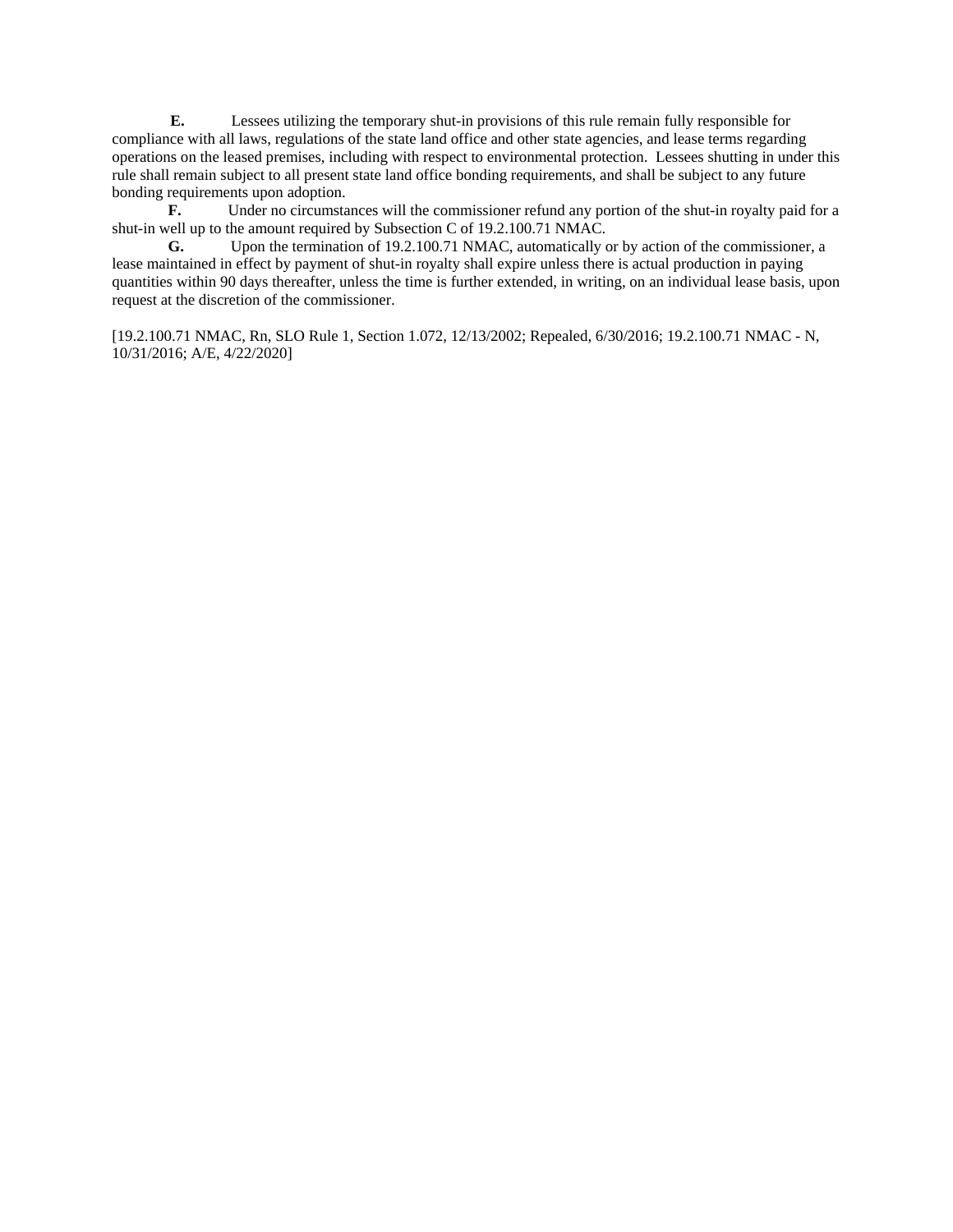**E.** Lessees utilizing the temporary shut-in provisions of this rule remain fully responsible for compliance with all laws, regulations of the state land office and other state agencies, and lease terms regarding operations on the leased premises, including with respect to environmental protection. Lessees shutting in under this rule shall remain subject to all present state land office bonding requirements, and shall be subject to any future bonding requirements upon adoption.

**F.** Under no circumstances will the commissioner refund any portion of the shut-in royalty paid for a shut-in well up to the amount required by Subsection C of 19.2.100.71 NMAC.

**G.** Upon the termination of 19.2.100.71 NMAC, automatically or by action of the commissioner, a lease maintained in effect by payment of shut-in royalty shall expire unless there is actual production in paying quantities within 90 days thereafter, unless the time is further extended, in writing, on an individual lease basis, upon request at the discretion of the commissioner.

[19.2.100.71 NMAC, Rn, SLO Rule 1, Section 1.072, 12/13/2002; Repealed, 6/30/2016; 19.2.100.71 NMAC - N, 10/31/2016; A/E, 4/22/2020]